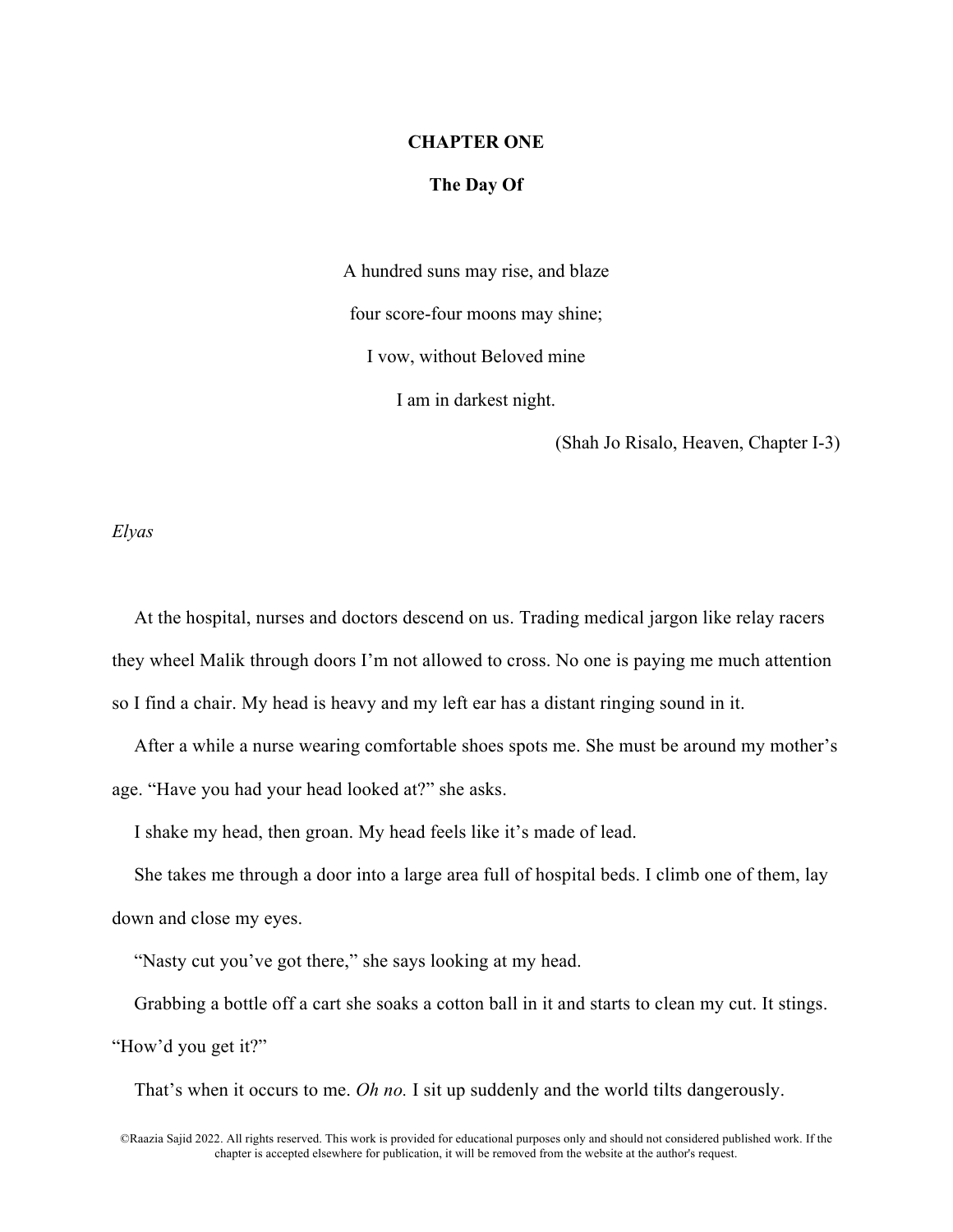# CHAPTER ONE

## The Day Of

A hundred suns may rise, and blaze

four score-four moons may shine;

I vow, without Beloved mine

I am in darkest night.

(Shah Jo Risalo, Heaven, Chapter I-3)

*Elyas*

At the hospital, nurses and doctors descend on us. Trading medical jargon like relay racers they wheel Malik through doors I'm not allowed to cross. No one is paying me much attention so I find a chair. My head is heavy and my left ear has a distant ringing sound in it.

After a while a nurse wearing comfortable shoes spots me. She must be around my mother's age. "Have you had your head looked at?" she asks.

I shake my head, then groan. My head feels like it's made of lead.

She takes me through a door into a large area full of hospital beds. I climb one of them, lay down and close my eyes.

"Nasty cut you've got there," she says looking at my head.

Grabbing a bottle off a cart she soaks a cotton ball in it and starts to clean my cut. It stings. "How'd you get it?"

That's when it occurs to me. *Oh no.* I sit up suddenly and the world tilts dangerously.

©Raazia Sajid 2022. All rights reserved. This work is provided for educational purposes only and should not considered published work. If the chapter is accepted elsewhere for publication, it will be removed from the website at the author's request.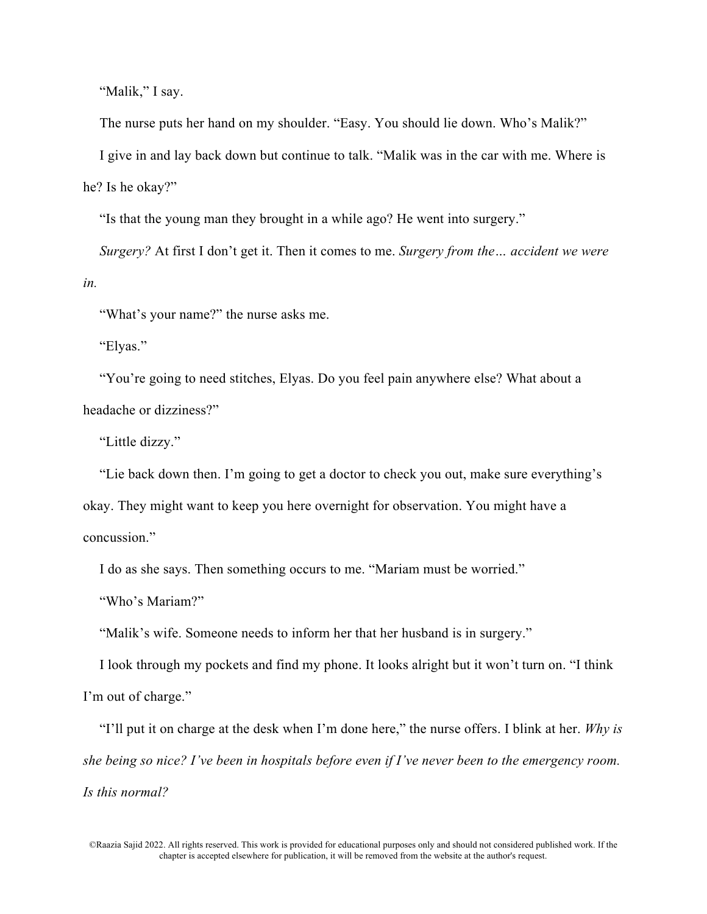"Malik," I say.

The nurse puts her hand on my shoulder. "Easy. You should lie down. Who's Malik?"

I give in and lay back down but continue to talk. "Malik was in the car with me. Where is he? Is he okay?"

"Is that the young man they brought in a while ago? He went into surgery."

*Surgery?* At first I don't get it. Then it comes to me. *Surgery from the… accident we were in.*

"What's your name?" the nurse asks me.

"Elyas."

"You're going to need stitches, Elyas. Do you feel pain anywhere else? What about a headache or dizziness?"

"Little dizzy."

"Lie back down then. I'm going to get a doctor to check you out, make sure everything's okay. They might want to keep you here overnight for observation. You might have a concussion."

I do as she says. Then something occurs to me. "Mariam must be worried."

"Who's Mariam?"

"Malik's wife. Someone needs to inform her that her husband is in surgery."

I look through my pockets and find my phone. It looks alright but it won't turn on. "I think I'm out of charge."

"I'll put it on charge at the desk when I'm done here," the nurse offers. I blink at her. *Why is she being so nice? I've been in hospitals before even if I've never been to the emergency room. Is this normal?*

©Raazia Sajid 2022. All rights reserved. This work is provided for educational purposes only and should not considered published work. If the chapter is accepted elsewhere for publication, it will be removed from the website at the author's request.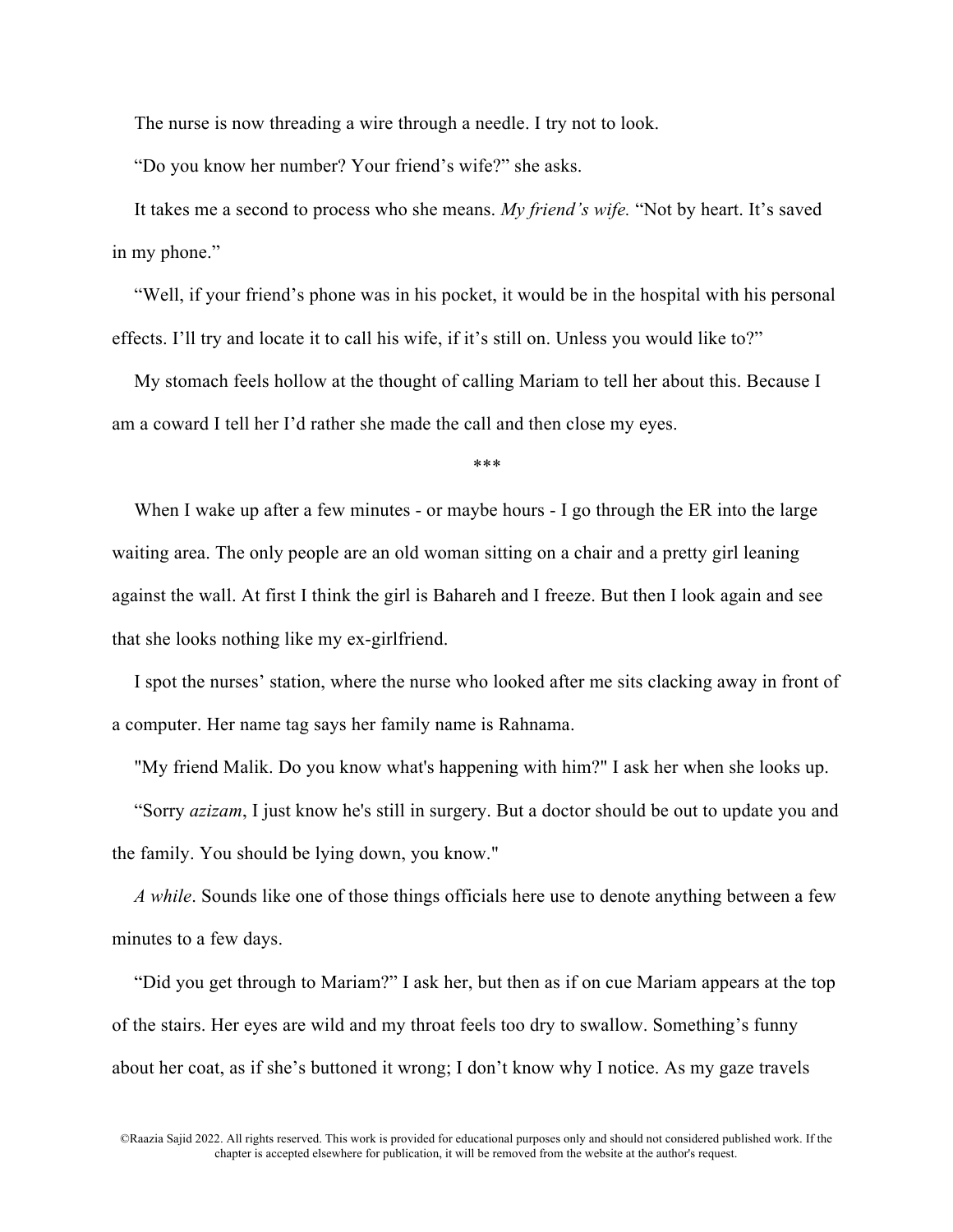The nurse is now threading a wire through a needle. I try not to look.

“Do you know her number? Your friend’s wife?” she asks.

It takes me a second to process who she means. *My friend’s wife.* “Not by heart. It’s saved in my phone.”

“Well, if your friend’s phone was in his pocket, it would be in the hospital with his personal effects. I’ll try and locate it to call his wife, if it’s still on. Unless you would like to?”

My stomach feels hollow at the thought of calling Mariam to tell her about this. Because I am a coward I tell her I’d rather she made the call and then close my eyes.

***

When I wake up after a few minutes - or maybe hours - I go through the ER into the large waiting area. The only people are an old woman sitting on a chair and a pretty girl leaning against the wall. At first I think the girl is Bahareh and I freeze. But then I look again and see that she looks nothing like my ex-girlfriend.

I spot the nurses’ station, where the nurse who looked after me sits clacking away in front of a computer. Her name tag says her family name is Rahnama.

"My friend Malik. Do you know what's happening with him?" I ask her when she looks up.

“Sorry *azizam*, I just know he's still in surgery. But a doctor should be out to update you and the family. You should be lying down, you know."

*A while*. Sounds like one of those things officials here use to denote anything between a few minutes to a few days.

“Did you get through to Mariam?” I ask her, but then as if on cue Mariam appears at the top of the stairs. Her eyes are wild and my throat feels too dry to swallow. Something’s funny about her coat, as if she’s buttoned it wrong; I don’t know why I notice. As my gaze travels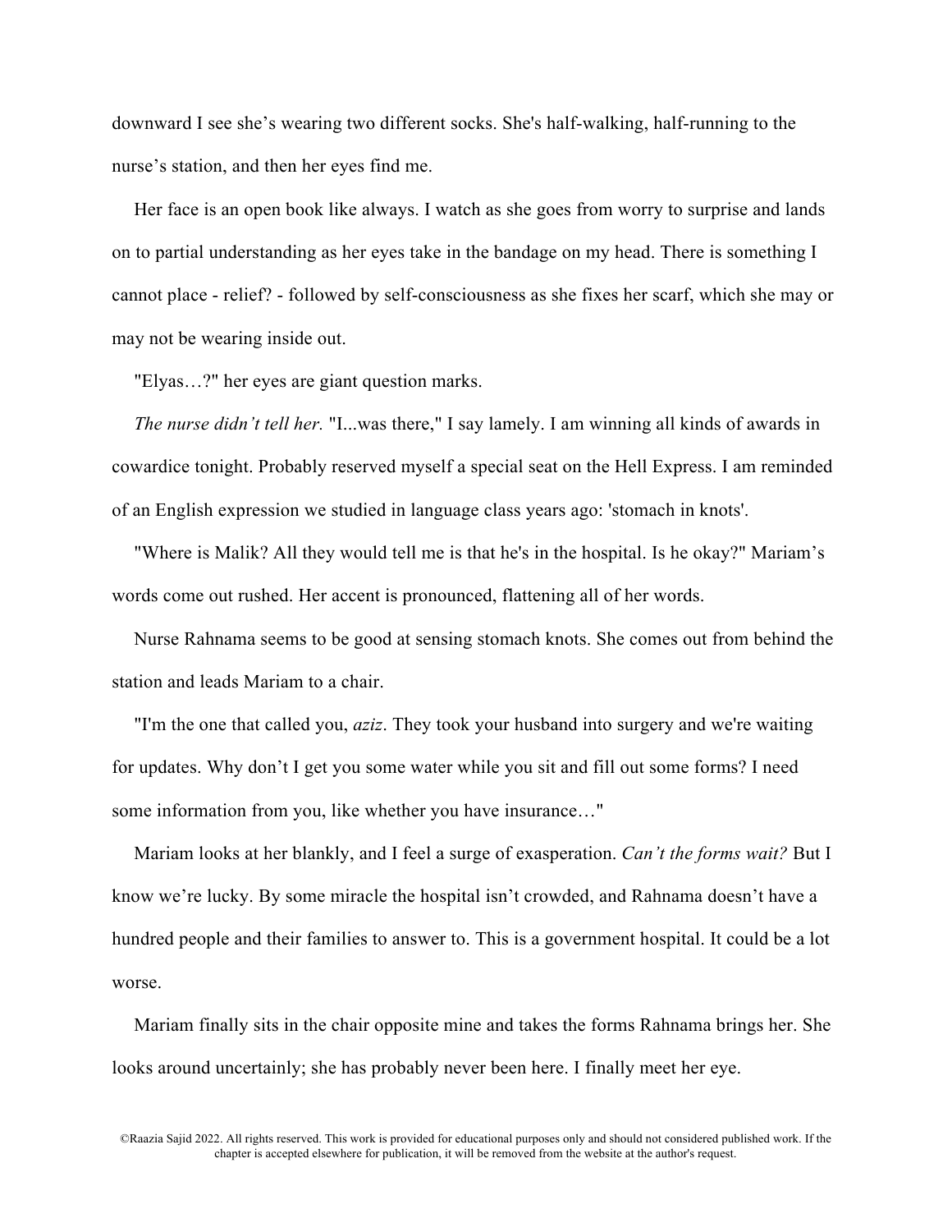downward I see she's wearing two different socks. She's half-walking, half-running to the nurse's station, and then her eyes find me.

Her face is an open book like always. I watch as she goes from worry to surprise and lands on to partial understanding as her eyes take in the bandage on my head. There is something I cannot place - relief? - followed by self-consciousness as she fixes her scarf, which she may or may not be wearing inside out.

"Elyas…?" her eyes are giant question marks.

*The nurse didn't tell her.* "I...was there," I say lamely. I am winning all kinds of awards in cowardice tonight. Probably reserved myself a special seat on the Hell Express. I am reminded of an English expression we studied in language class years ago: 'stomach in knots'.

"Where is Malik? All they would tell me is that he's in the hospital. Is he okay?" Mariam's words come out rushed. Her accent is pronounced, flattening all of her words.

Nurse Rahnama seems to be good at sensing stomach knots. She comes out from behind the station and leads Mariam to a chair.

"I'm the one that called you, *aziz*. They took your husband into surgery and we're waiting for updates. Why don't I get you some water while you sit and fill out some forms? I need some information from you, like whether you have insurance…"

Mariam looks at her blankly, and I feel a surge of exasperation. *Can't the forms wait?* But I know we're lucky. By some miracle the hospital isn't crowded, and Rahnama doesn't have a hundred people and their families to answer to. This is a government hospital. It could be a lot worse.

Mariam finally sits in the chair opposite mine and takes the forms Rahnama brings her. She looks around uncertainly; she has probably never been here. I finally meet her eye.

©Raazia Sajid 2022. All rights reserved. This work is provided for educational purposes only and should not considered published work. If the chapter is accepted elsewhere for publication, it will be removed from the website at the author's request.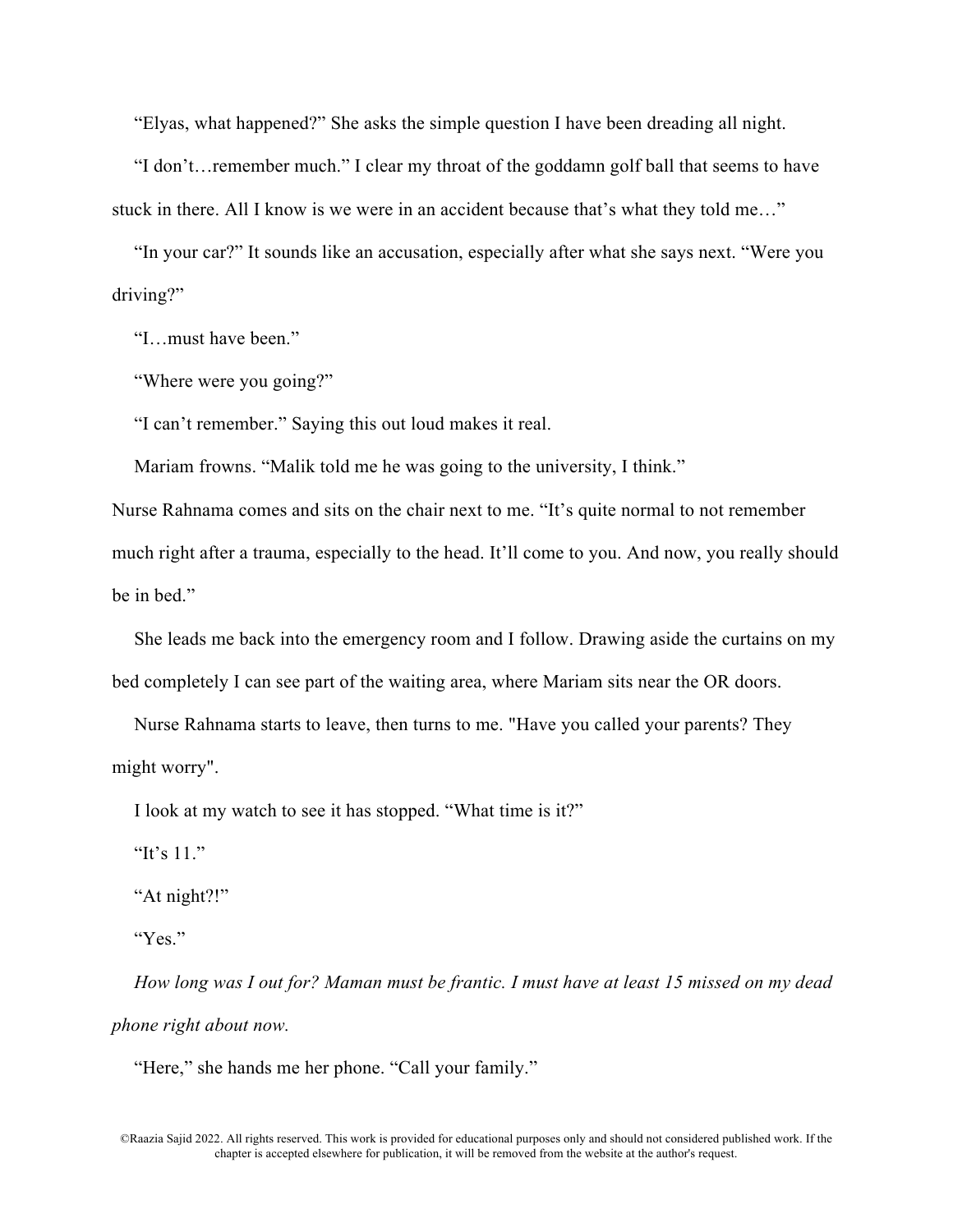"Elyas, what happened?" She asks the simple question I have been dreading all night.

"I don't…remember much." I clear my throat of the goddamn golf ball that seems to have stuck in there. All I know is we were in an accident because that's what they told me…"

"In your car?" It sounds like an accusation, especially after what she says next. "Were you driving?"

"I…must have been."

"Where were you going?"

"I can't remember." Saying this out loud makes it real.

Mariam frowns. "Malik told me he was going to the university, I think."

Nurse Rahnama comes and sits on the chair next to me. "It's quite normal to not remember much right after a trauma, especially to the head. It'll come to you. And now, you really should be in bed."

She leads me back into the emergency room and I follow. Drawing aside the curtains on my bed completely I can see part of the waiting area, where Mariam sits near the OR doors.

Nurse Rahnama starts to leave, then turns to me. "Have you called your parents? They might worry".

I look at my watch to see it has stopped. "What time is it?"

"It's 11."

"At night?!"

"Yes."

*How long was I out for? Maman must be frantic. I must have at least 15 missed on my dead phone right about now.*

"Here," she hands me her phone. "Call your family."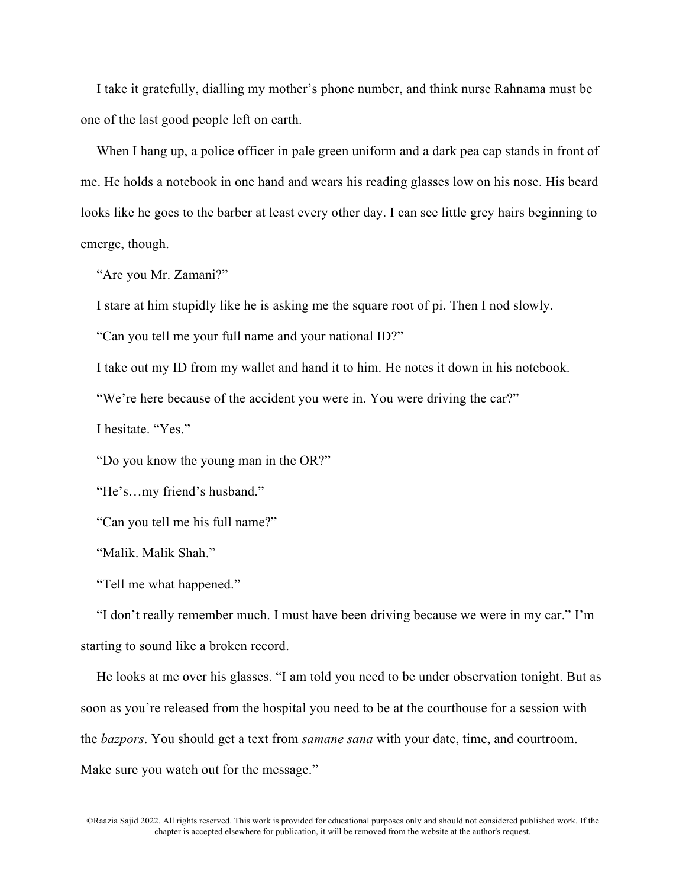I take it gratefully, dialling my mother's phone number, and think nurse Rahnama must be one of the last good people left on earth.

When I hang up, a police officer in pale green uniform and a dark pea cap stands in front of me. He holds a notebook in one hand and wears his reading glasses low on his nose. His beard looks like he goes to the barber at least every other day. I can see little grey hairs beginning to emerge, though.

"Are you Mr. Zamani?"

I stare at him stupidly like he is asking me the square root of pi. Then I nod slowly.

"Can you tell me your full name and your national ID?"

I take out my ID from my wallet and hand it to him. He notes it down in his notebook.

"We're here because of the accident you were in. You were driving the car?"

I hesitate. "Yes."

"Do you know the young man in the OR?"

"He's…my friend's husband."

"Can you tell me his full name?"

"Malik. Malik Shah."

"Tell me what happened."

"I don't really remember much. I must have been driving because we were in my car." I'm starting to sound like a broken record.

He looks at me over his glasses. "I am told you need to be under observation tonight. But as soon as you're released from the hospital you need to be at the courthouse for a session with the *bazpors*. You should get a text from *samane sana* with your date, time, and courtroom. Make sure you watch out for the message."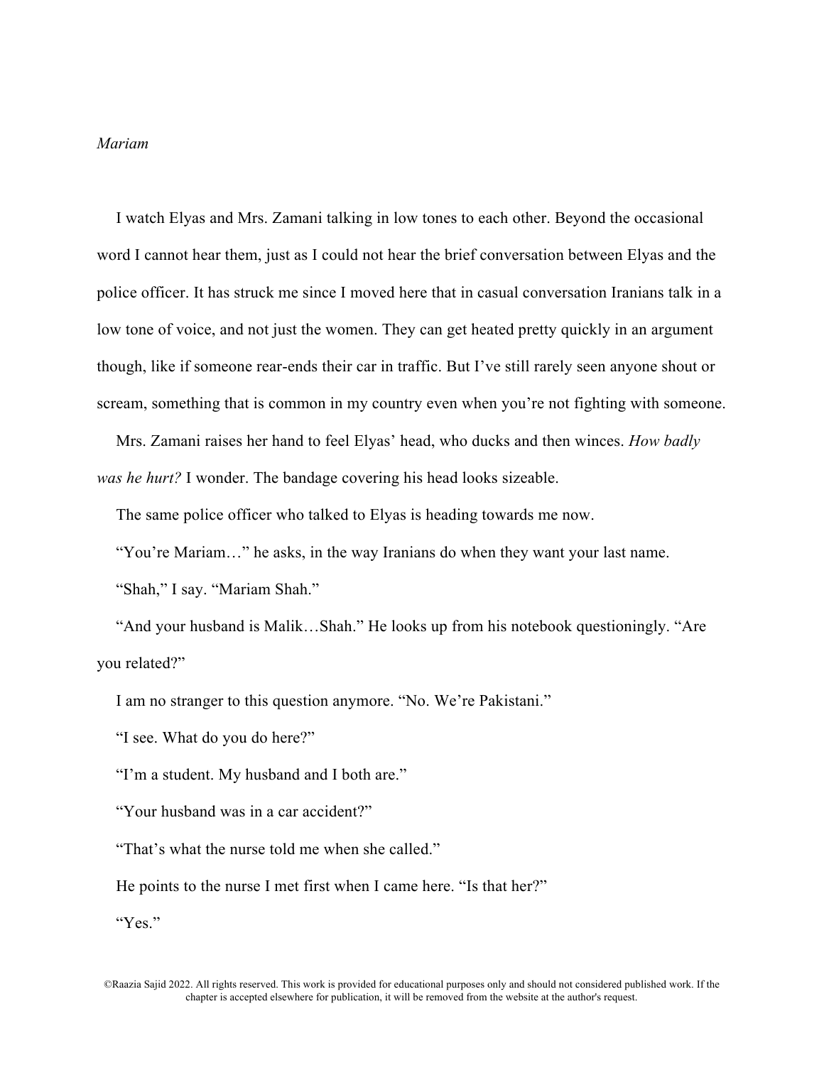*Mariam*

I watch Elyas and Mrs. Zamani talking in low tones to each other. Beyond the occasional word I cannot hear them, just as I could not hear the brief conversation between Elyas and the police officer. It has struck me since I moved here that in casual conversation Iranians talk in a low tone of voice, and not just the women. They can get heated pretty quickly in an argument though, like if someone rear-ends their car in traffic. But I've still rarely seen anyone shout or scream, something that is common in my country even when you're not fighting with someone.

Mrs. Zamani raises her hand to feel Elyas' head, who ducks and then winces. *How badly was he hurt?* I wonder. The bandage covering his head looks sizeable.

The same police officer who talked to Elyas is heading towards me now.

"You're Mariam…" he asks, in the way Iranians do when they want your last name.

"Shah," I say. "Mariam Shah."

"And your husband is Malik…Shah." He looks up from his notebook questioningly. "Are you related?"

I am no stranger to this question anymore. "No. We're Pakistani."

"I see. What do you do here?"

"I'm a student. My husband and I both are."

"Your husband was in a car accident?"

"That's what the nurse told me when she called."

He points to the nurse I met first when I came here. "Is that her?"

"Yes."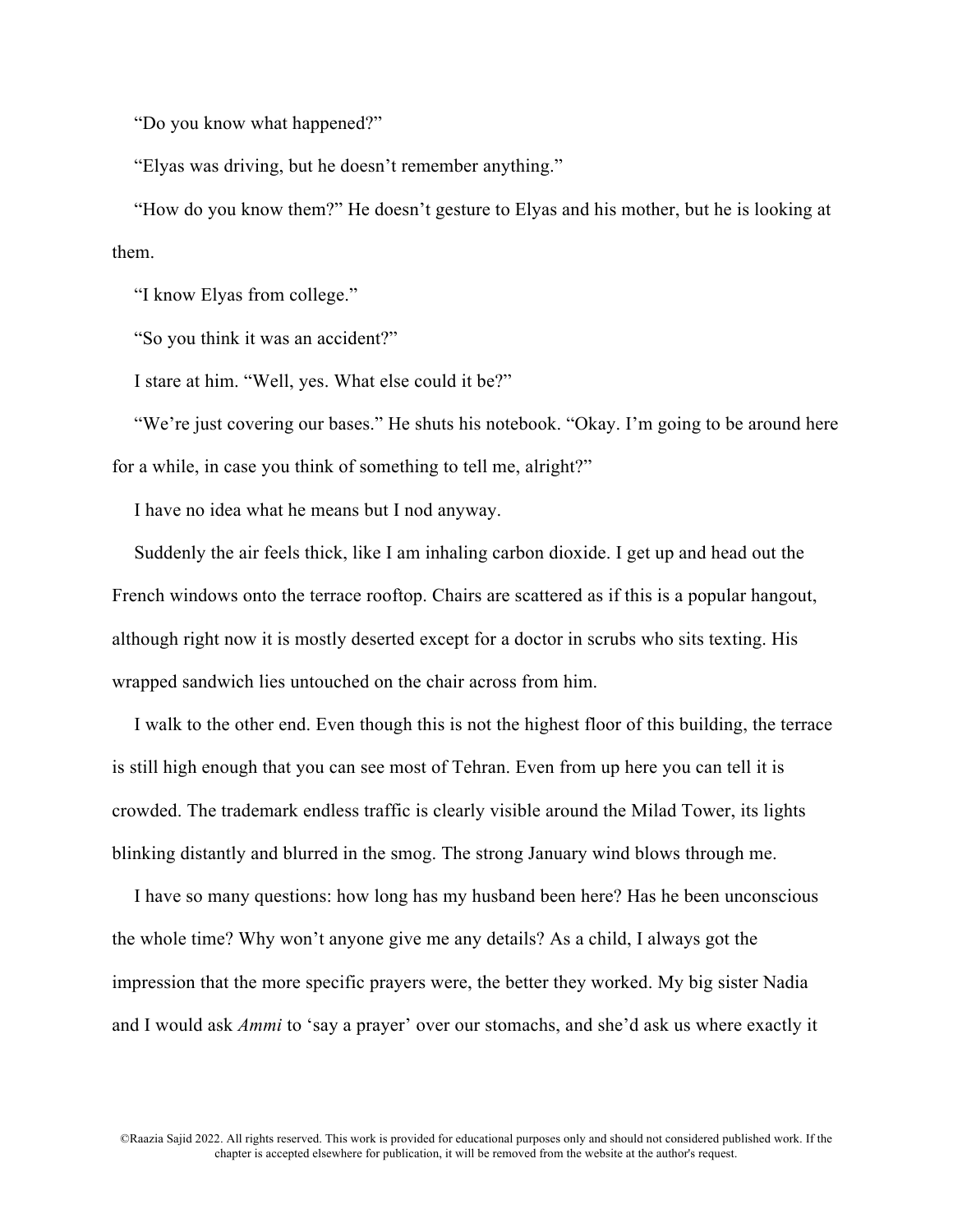"Do you know what happened?"

"Elyas was driving, but he doesn't remember anything."

"How do you know them?" He doesn't gesture to Elyas and his mother, but he is looking at them.

"I know Elyas from college."

"So you think it was an accident?"

I stare at him. "Well, yes. What else could it be?"

"We're just covering our bases." He shuts his notebook. "Okay. I'm going to be around here for a while, in case you think of something to tell me, alright?"

I have no idea what he means but I nod anyway.

Suddenly the air feels thick, like I am inhaling carbon dioxide. I get up and head out the French windows onto the terrace rooftop. Chairs are scattered as if this is a popular hangout, although right now it is mostly deserted except for a doctor in scrubs who sits texting. His wrapped sandwich lies untouched on the chair across from him.

I walk to the other end. Even though this is not the highest floor of this building, the terrace is still high enough that you can see most of Tehran. Even from up here you can tell it is crowded. The trademark endless traffic is clearly visible around the Milad Tower, its lights blinking distantly and blurred in the smog. The strong January wind blows through me.

I have so many questions: how long has my husband been here? Has he been unconscious the whole time? Why won't anyone give me any details? As a child, I always got the impression that the more specific prayers were, the better they worked. My big sister Nadia and I would ask *Ammi* to 'say a prayer' over our stomachs, and she'd ask us where exactly it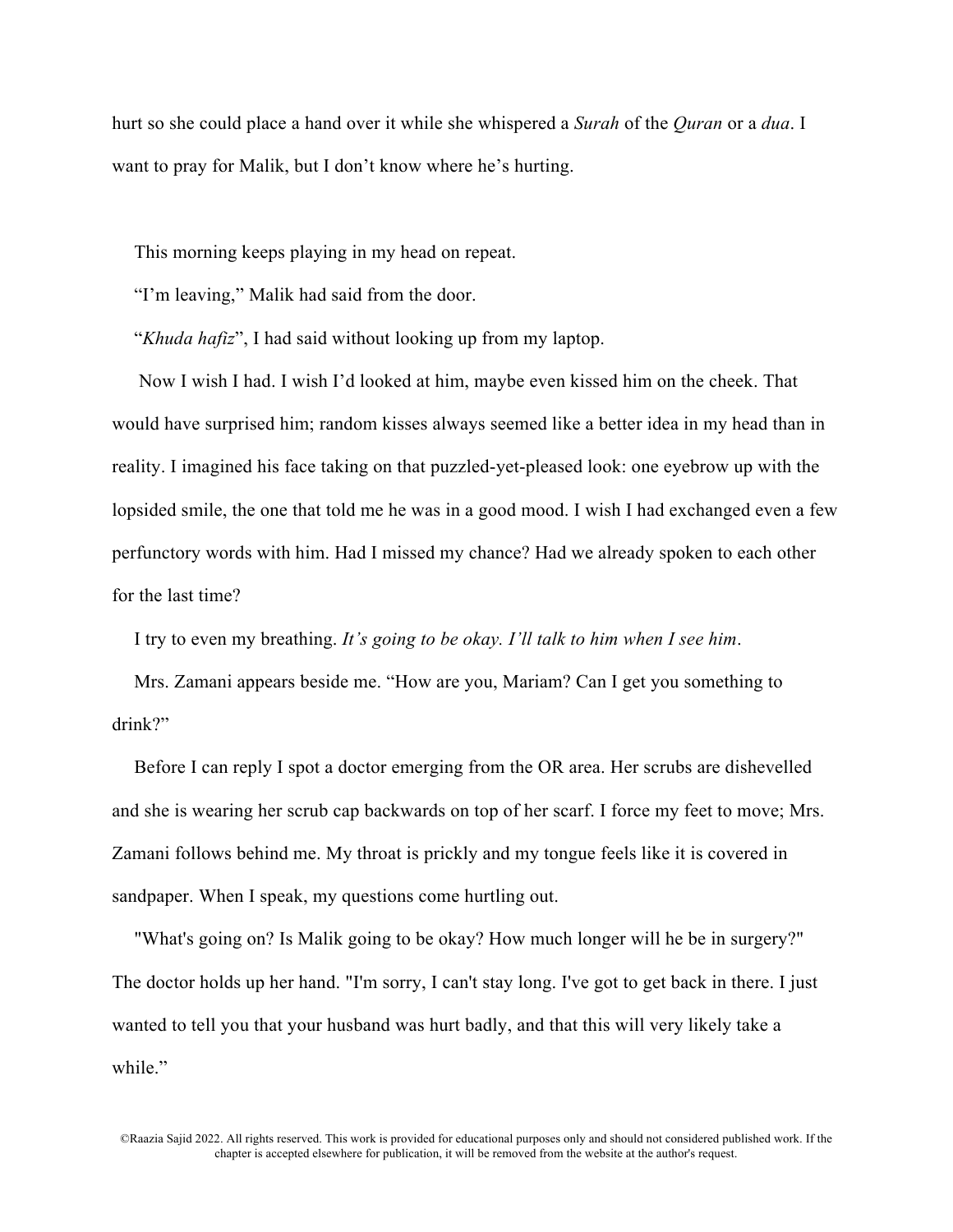hurt so she could place a hand over it while she whispered a *Surah* of the *Quran* or a *dua*. I want to pray for Malik, but I don't know where he's hurting.

This morning keeps playing in my head on repeat.

"I'm leaving," Malik had said from the door.

"*Khuda hafiz*", I had said without looking up from my laptop.

Now I wish I had. I wish I'd looked at him, maybe even kissed him on the cheek. That would have surprised him; random kisses always seemed like a better idea in my head than in reality. I imagined his face taking on that puzzled-yet-pleased look: one eyebrow up with the lopsided smile, the one that told me he was in a good mood. I wish I had exchanged even a few perfunctory words with him. Had I missed my chance? Had we already spoken to each other for the last time?

I try to even my breathing. *It's going to be okay. I'll talk to him when I see him*.

Mrs. Zamani appears beside me. "How are you, Mariam? Can I get you something to drink?"

Before I can reply I spot a doctor emerging from the OR area. Her scrubs are dishevelled and she is wearing her scrub cap backwards on top of her scarf. I force my feet to move; Mrs. Zamani follows behind me. My throat is prickly and my tongue feels like it is covered in sandpaper. When I speak, my questions come hurtling out.

"What's going on? Is Malik going to be okay? How much longer will he be in surgery?" The doctor holds up her hand. "I'm sorry, I can't stay long. I've got to get back in there. I just wanted to tell you that your husband was hurt badly, and that this will very likely take a while."

©Raazia Sajid 2022. All rights reserved. This work is provided for educational purposes only and should not considered published work. If the chapter is accepted elsewhere for publication, it will be removed from the website at the author's request.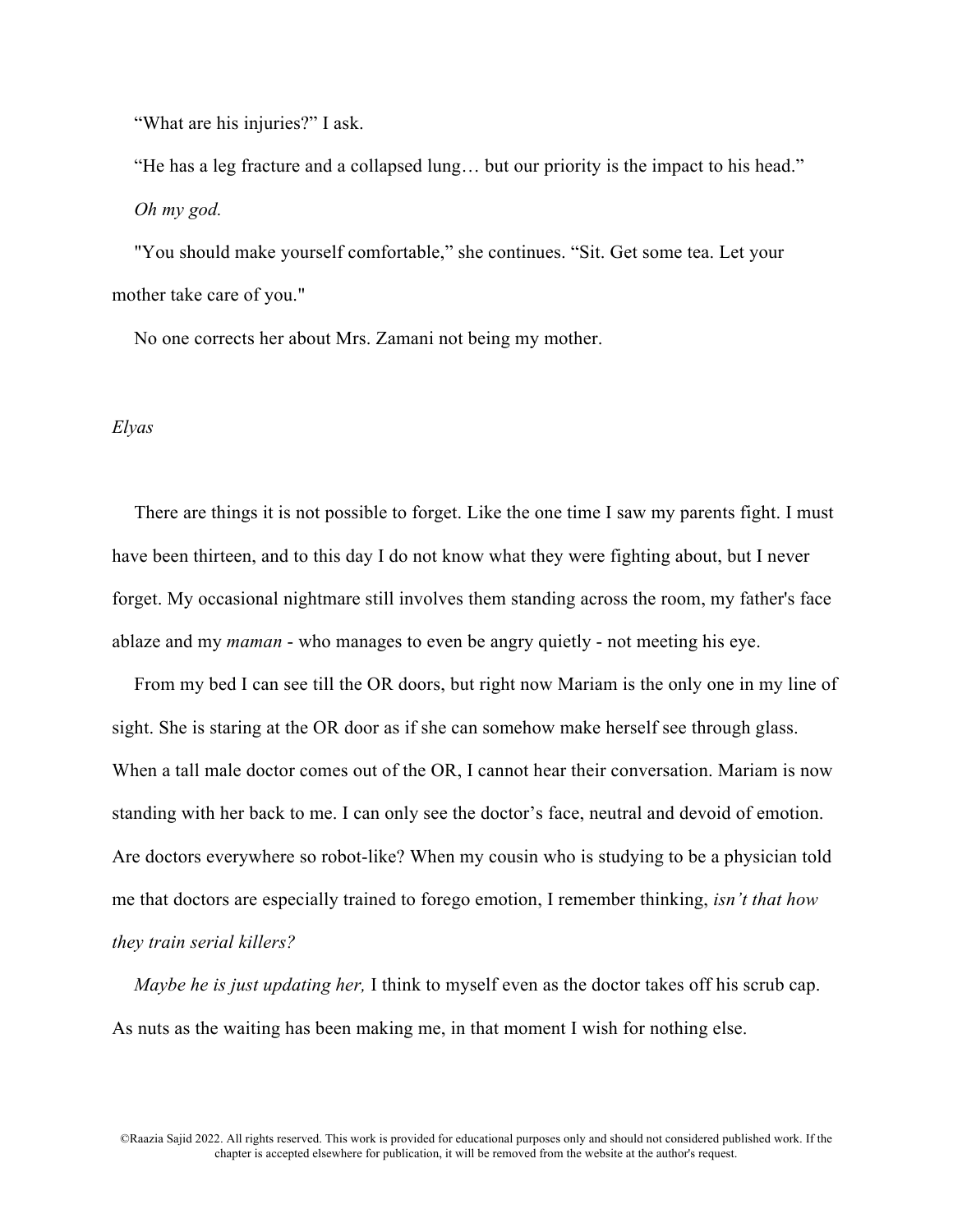"What are his injuries?" I ask.

"He has a leg fracture and a collapsed lung… but our priority is the impact to his head."

*Oh my god.*

"You should make yourself comfortable," she continues. "Sit. Get some tea. Let your mother take care of you."

No one corrects her about Mrs. Zamani not being my mother.

*Elyas*

There are things it is not possible to forget. Like the one time I saw my parents fight. I must have been thirteen, and to this day I do not know what they were fighting about, but I never forget. My occasional nightmare still involves them standing across the room, my father's face ablaze and my *maman* - who manages to even be angry quietly - not meeting his eye.

From my bed I can see till the OR doors, but right now Mariam is the only one in my line of sight. She is staring at the OR door as if she can somehow make herself see through glass. When a tall male doctor comes out of the OR, I cannot hear their conversation. Mariam is now standing with her back to me. I can only see the doctor's face, neutral and devoid of emotion. Are doctors everywhere so robot-like? When my cousin who is studying to be a physician told me that doctors are especially trained to forego emotion, I remember thinking, *isn't that how they train serial killers?*

*Maybe he is just updating her,* I think to myself even as the doctor takes off his scrub cap. As nuts as the waiting has been making me, in that moment I wish for nothing else.

©Raazia Sajid 2022. All rights reserved. This work is provided for educational purposes only and should not considered published work. If the chapter is accepted elsewhere for publication, it will be removed from the website at the author's request.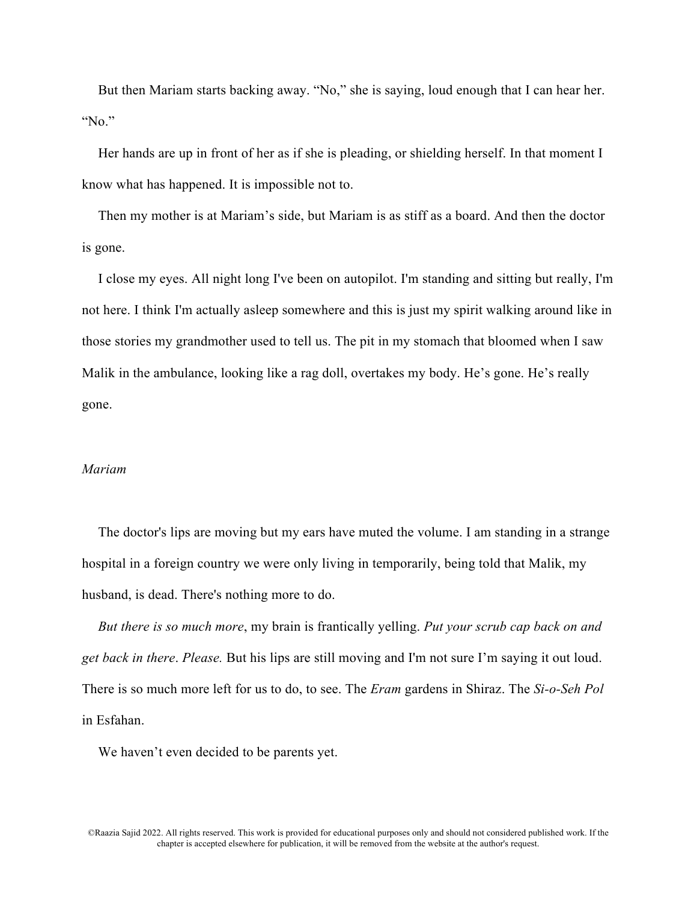But then Mariam starts backing away. “No,” she is saying, loud enough that I can hear her. “No.”

Her hands are up in front of her as if she is pleading, or shielding herself. In that moment I know what has happened. It is impossible not to.

Then my mother is at Mariam’s side, but Mariam is as stiff as a board. And then the doctor is gone.

I close my eyes. All night long I've been on autopilot. I'm standing and sitting but really, I'm not here. I think I'm actually asleep somewhere and this is just my spirit walking around like in those stories my grandmother used to tell us. The pit in my stomach that bloomed when I saw Malik in the ambulance, looking like a rag doll, overtakes my body. He’s gone. He’s really gone.

*Mariam*

The doctor's lips are moving but my ears have muted the volume. I am standing in a strange hospital in a foreign country we were only living in temporarily, being told that Malik, my husband, is dead. There's nothing more to do.

*But there is so much more*, my brain is frantically yelling. *Put your scrub cap back on and get back in there*. *Please.* But his lips are still moving and I'm not sure I’m saying it out loud. There is so much more left for us to do, to see. The *Eram* gardens in Shiraz. The *Si-o-Seh Pol* in Esfahan.

We haven’t even decided to be parents yet.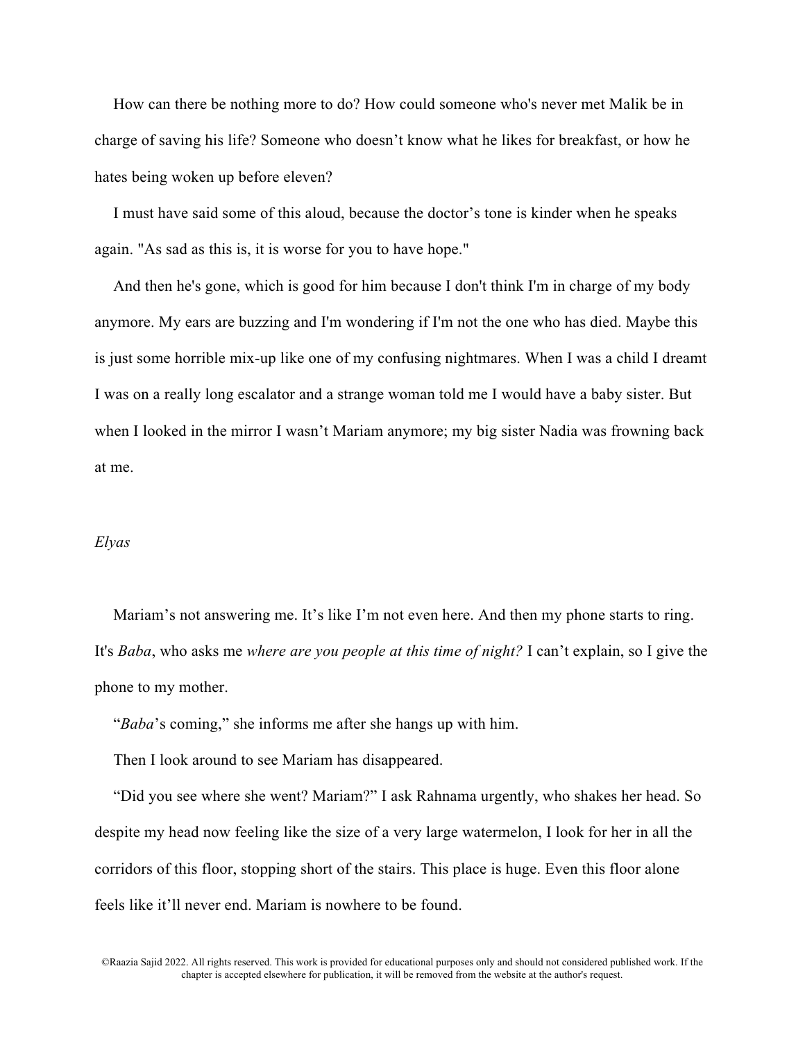How can there be nothing more to do? How could someone who's never met Malik be in charge of saving his life? Someone who doesn't know what he likes for breakfast, or how he hates being woken up before eleven?

I must have said some of this aloud, because the doctor's tone is kinder when he speaks again. "As sad as this is, it is worse for you to have hope."

And then he's gone, which is good for him because I don't think I'm in charge of my body anymore. My ears are buzzing and I'm wondering if I'm not the one who has died. Maybe this is just some horrible mix-up like one of my confusing nightmares. When I was a child I dreamt I was on a really long escalator and a strange woman told me I would have a baby sister. But when I looked in the mirror I wasn't Mariam anymore; my big sister Nadia was frowning back at me.

*Elyas*

Mariam's not answering me. It's like I'm not even here. And then my phone starts to ring. It's *Baba*, who asks me *where are you people at this time of night?* I can't explain, so I give the phone to my mother.

"*Baba*'s coming," she informs me after she hangs up with him.

Then I look around to see Mariam has disappeared.

"Did you see where she went? Mariam?" I ask Rahnama urgently, who shakes her head. So despite my head now feeling like the size of a very large watermelon, I look for her in all the corridors of this floor, stopping short of the stairs. This place is huge. Even this floor alone feels like it'll never end. Mariam is nowhere to be found.

©Raazia Sajid 2022. All rights reserved. This work is provided for educational purposes only and should not considered published work. If the chapter is accepted elsewhere for publication, it will be removed from the website at the author's request.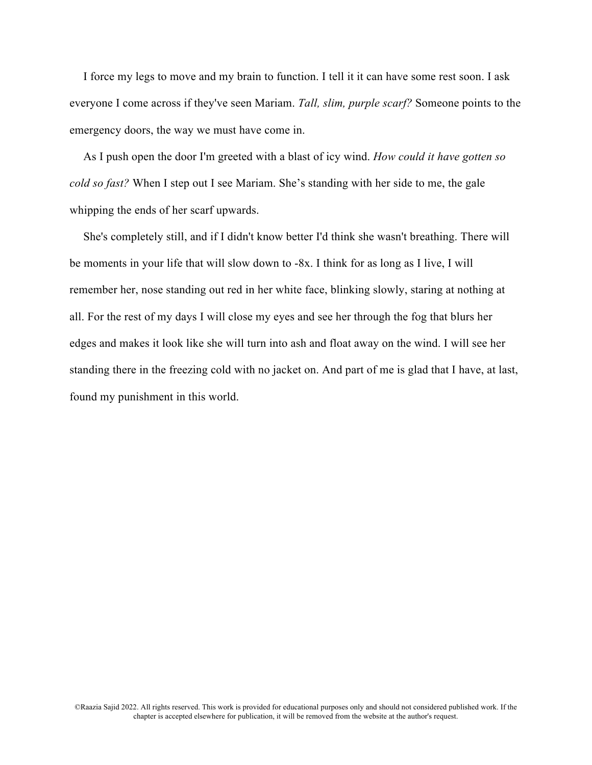I force my legs to move and my brain to function. I tell it it can have some rest soon. I ask everyone I come across if they've seen Mariam. *Tall, slim, purple scarf?* Someone points to the emergency doors, the way we must have come in.

As I push open the door I'm greeted with a blast of icy wind. *How could it have gotten so cold so fast?* When I step out I see Mariam. She's standing with her side to me, the gale whipping the ends of her scarf upwards.

She's completely still, and if I didn't know better I'd think she wasn't breathing. There will be moments in your life that will slow down to -8x. I think for as long as I live, I will remember her, nose standing out red in her white face, blinking slowly, staring at nothing at all. For the rest of my days I will close my eyes and see her through the fog that blurs her edges and makes it look like she will turn into ash and float away on the wind. I will see her standing there in the freezing cold with no jacket on. And part of me is glad that I have, at last, found my punishment in this world.